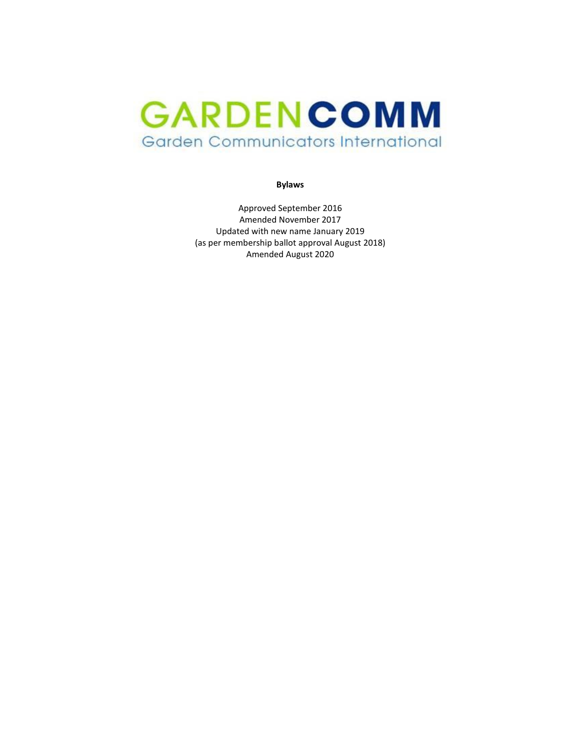# GARDENCOMM

Garden Communicators International

**Bylaws**

Approved September 2016
Amended November 2017
Updated with new name January 2019
(as per membership ballot approval August 2018)
Amended August 2020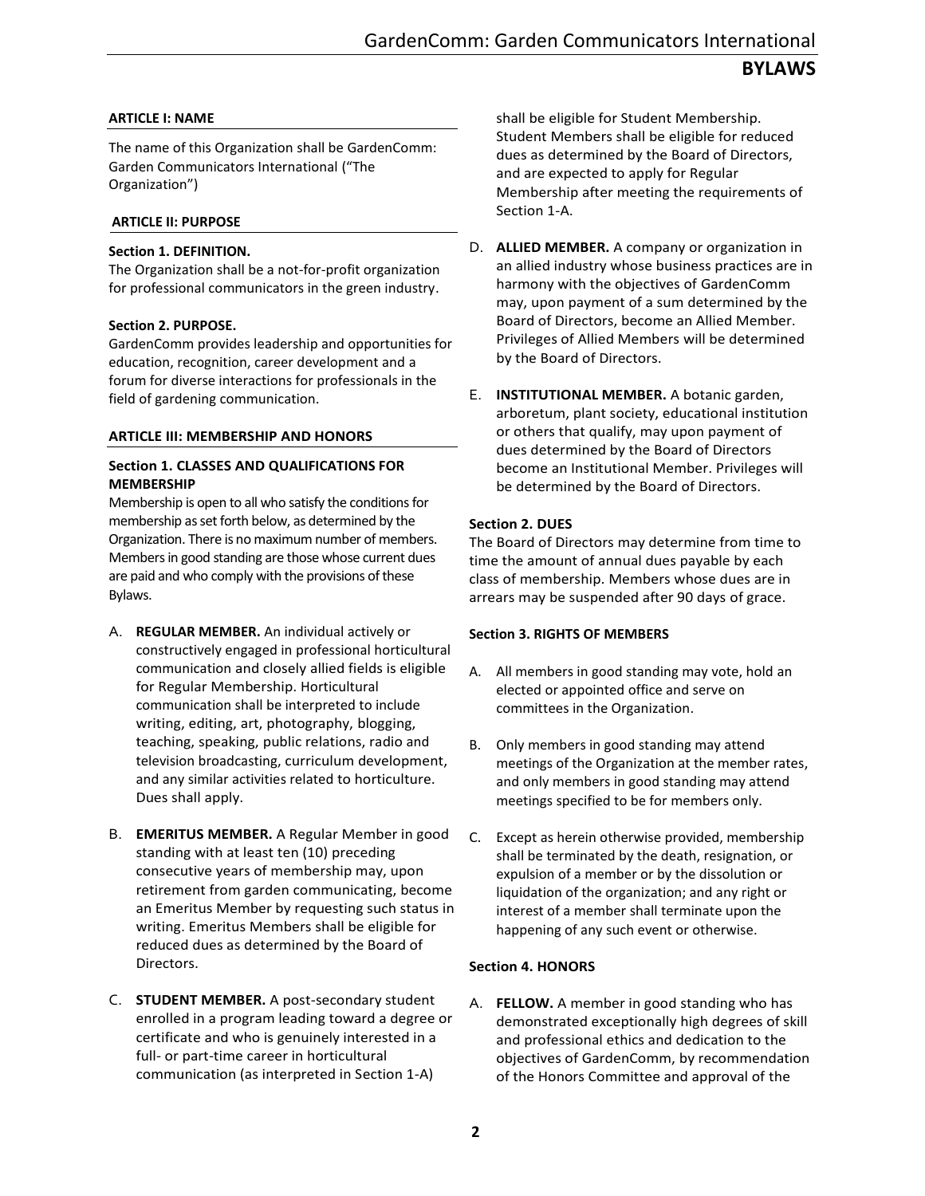### ARTICLE I: NAME

The name of this Organization shall be GardenComm: Garden Communicators International ("The Organization")

### ARTICLE II: PURPOSE

**Section 1. DEFINITION.**
The Organization shall be a not-for-profit organization for professional communicators in the green industry.

**Section 2. PURPOSE.**
GardenComm provides leadership and opportunities for education, recognition, career development and a forum for diverse interactions for professionals in the field of gardening communication.

### ARTICLE III: MEMBERSHIP AND HONORS

**Section 1. CLASSES AND QUALIFICATIONS FOR MEMBERSHIP**
Membership is open to all who satisfy the conditions for membership as set forth below, as determined by the Organization. There is no maximum number of members. Members in good standing are those whose current dues are paid and who comply with the provisions of these Bylaws.

A. **REGULAR MEMBER.** An individual actively or constructively engaged in professional horticultural communication and closely allied fields is eligible for Regular Membership. Horticultural communication shall be interpreted to include writing, editing, art, photography, blogging, teaching, speaking, public relations, radio and television broadcasting, curriculum development, and any similar activities related to horticulture. Dues shall apply.

B. **EMERITUS MEMBER.** A Regular Member in good standing with at least ten (10) preceding consecutive years of membership may, upon retirement from garden communicating, become an Emeritus Member by requesting such status in writing. Emeritus Members shall be eligible for reduced dues as determined by the Board of Directors.

C. **STUDENT MEMBER.** A post-secondary student enrolled in a program leading toward a degree or certificate and who is genuinely interested in a full- or part-time career in horticultural communication (as interpreted in Section 1-A) shall be eligible for Student Membership. Student Members shall be eligible for reduced dues as determined by the Board of Directors, and are expected to apply for Regular Membership after meeting the requirements of Section 1-A.

D. **ALLIED MEMBER.** A company or organization in an allied industry whose business practices are in harmony with the objectives of GardenComm may, upon payment of a sum determined by the Board of Directors, become an Allied Member. Privileges of Allied Members will be determined by the Board of Directors.

E. **INSTITUTIONAL MEMBER.** A botanic garden, arboretum, plant society, educational institution or others that qualify, may upon payment of dues determined by the Board of Directors become an Institutional Member. Privileges will be determined by the Board of Directors.

**Section 2. DUES**
The Board of Directors may determine from time to time the amount of annual dues payable by each class of membership. Members whose dues are in arrears may be suspended after 90 days of grace.

**Section 3. RIGHTS OF MEMBERS**

A. All members in good standing may vote, hold an elected or appointed office and serve on committees in the Organization.

B. Only members in good standing may attend meetings of the Organization at the member rates, and only members in good standing may attend meetings specified to be for members only.

C. Except as herein otherwise provided, membership shall be terminated by the death, resignation, or expulsion of a member or by the dissolution or liquidation of the organization; and any right or interest of a member shall terminate upon the happening of any such event or otherwise.

**Section 4. HONORS**

A. **FELLOW.** A member in good standing who has demonstrated exceptionally high degrees of skill and professional ethics and dedication to the objectives of GardenComm, by recommendation of the Honors Committee and approval of the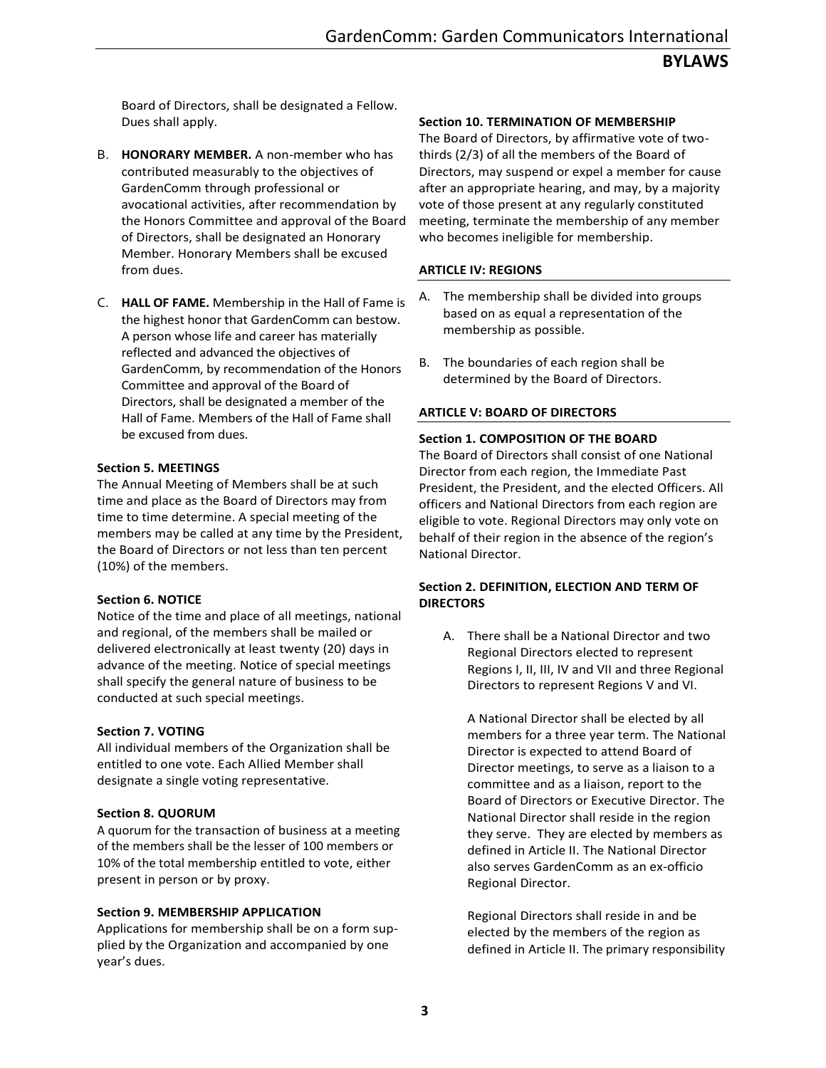Board of Directors, shall be designated a Fellow. Dues shall apply.

B. **HONORARY MEMBER.** A non-member who has contributed measurably to the objectives of GardenComm through professional or avocational activities, after recommendation by the Honors Committee and approval of the Board of Directors, shall be designated an Honorary Member. Honorary Members shall be excused from dues.

C. **HALL OF FAME.** Membership in the Hall of Fame is the highest honor that GardenComm can bestow. A person whose life and career has materially reflected and advanced the objectives of GardenComm, by recommendation of the Honors Committee and approval of the Board of Directors, shall be designated a member of the Hall of Fame. Members of the Hall of Fame shall be excused from dues.

**Section 5. MEETINGS**

The Annual Meeting of Members shall be at such time and place as the Board of Directors may from time to time determine. A special meeting of the members may be called at any time by the President, the Board of Directors or not less than ten percent (10%) of the members.

**Section 6. NOTICE**

Notice of the time and place of all meetings, national and regional, of the members shall be mailed or delivered electronically at least twenty (20) days in advance of the meeting. Notice of special meetings shall specify the general nature of business to be conducted at such special meetings.

**Section 7. VOTING**

All individual members of the Organization shall be entitled to one vote. Each Allied Member shall designate a single voting representative.

**Section 8. QUORUM**

A quorum for the transaction of business at a meeting of the members shall be the lesser of 100 members or 10% of the total membership entitled to vote, either present in person or by proxy.

**Section 9. MEMBERSHIP APPLICATION**

Applications for membership shall be on a form supplied by the Organization and accompanied by one year's dues.

**Section 10. TERMINATION OF MEMBERSHIP**

The Board of Directors, by affirmative vote of two-thirds (2/3) of all the members of the Board of Directors, may suspend or expel a member for cause after an appropriate hearing, and may, by a majority vote of those present at any regularly constituted meeting, terminate the membership of any member who becomes ineligible for membership.

## ARTICLE IV: REGIONS

A. The membership shall be divided into groups based on as equal a representation of the membership as possible.

B. The boundaries of each region shall be determined by the Board of Directors.

## ARTICLE V: BOARD OF DIRECTORS

**Section 1. COMPOSITION OF THE BOARD**

The Board of Directors shall consist of one National Director from each region, the Immediate Past President, the President, and the elected Officers. All officers and National Directors from each region are eligible to vote. Regional Directors may only vote on behalf of their region in the absence of the region's National Director.

**Section 2. DEFINITION, ELECTION AND TERM OF DIRECTORS**

A. There shall be a National Director and two Regional Directors elected to represent Regions I, II, III, IV and VII and three Regional Directors to represent Regions V and VI.

A National Director shall be elected by all members for a three year term. The National Director is expected to attend Board of Director meetings, to serve as a liaison to a committee and as a liaison, report to the Board of Directors or Executive Director. The National Director shall reside in the region they serve. They are elected by members as defined in Article II. The National Director also serves GardenComm as an ex-officio Regional Director.

Regional Directors shall reside in and be elected by the members of the region as defined in Article II. The primary responsibility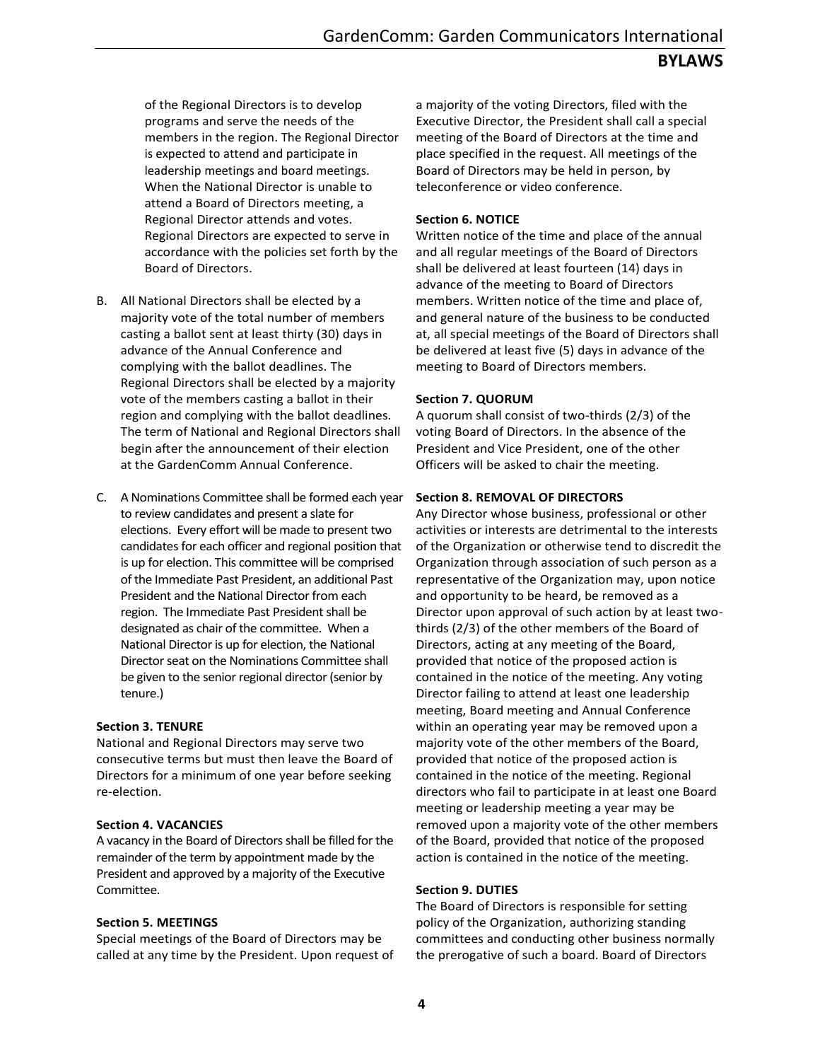of the Regional Directors is to develop programs and serve the needs of the members in the region. The Regional Director is expected to attend and participate in leadership meetings and board meetings. When the National Director is unable to attend a Board of Directors meeting, a Regional Director attends and votes. Regional Directors are expected to serve in accordance with the policies set forth by the Board of Directors.

B. All National Directors shall be elected by a majority vote of the total number of members casting a ballot sent at least thirty (30) days in advance of the Annual Conference and complying with the ballot deadlines. The Regional Directors shall be elected by a majority vote of the members casting a ballot in their region and complying with the ballot deadlines. The term of National and Regional Directors shall begin after the announcement of their election at the GardenComm Annual Conference.

C. A Nominations Committee shall be formed each year to review candidates and present a slate for elections. Every effort will be made to present two candidates for each officer and regional position that is up for election. This committee will be comprised of the Immediate Past President, an additional Past President and the National Director from each region. The Immediate Past President shall be designated as chair of the committee. When a National Director is up for election, the National Director seat on the Nominations Committee shall be given to the senior regional director (senior by tenure.)

**Section 3. TENURE**

National and Regional Directors may serve two consecutive terms but must then leave the Board of Directors for a minimum of one year before seeking re-election.

**Section 4. VACANCIES**

A vacancy in the Board of Directors shall be filled for the remainder of the term by appointment made by the President and approved by a majority of the Executive Committee.

**Section 5. MEETINGS**

Special meetings of the Board of Directors may be called at any time by the President. Upon request of a majority of the voting Directors, filed with the Executive Director, the President shall call a special meeting of the Board of Directors at the time and place specified in the request. All meetings of the Board of Directors may be held in person, by teleconference or video conference.

**Section 6. NOTICE**

Written notice of the time and place of the annual and all regular meetings of the Board of Directors shall be delivered at least fourteen (14) days in advance of the meeting to Board of Directors members. Written notice of the time and place of, and general nature of the business to be conducted at, all special meetings of the Board of Directors shall be delivered at least five (5) days in advance of the meeting to Board of Directors members.

**Section 7. QUORUM**

A quorum shall consist of two-thirds (2/3) of the voting Board of Directors. In the absence of the President and Vice President, one of the other Officers will be asked to chair the meeting.

**Section 8. REMOVAL OF DIRECTORS**

Any Director whose business, professional or other activities or interests are detrimental to the interests of the Organization or otherwise tend to discredit the Organization through association of such person as a representative of the Organization may, upon notice and opportunity to be heard, be removed as a Director upon approval of such action by at least two-thirds (2/3) of the other members of the Board of Directors, acting at any meeting of the Board, provided that notice of the proposed action is contained in the notice of the meeting. Any voting Director failing to attend at least one leadership meeting, Board meeting and Annual Conference within an operating year may be removed upon a majority vote of the other members of the Board, provided that notice of the proposed action is contained in the notice of the meeting. Regional directors who fail to participate in at least one Board meeting or leadership meeting a year may be removed upon a majority vote of the other members of the Board, provided that notice of the proposed action is contained in the notice of the meeting.

**Section 9. DUTIES**

The Board of Directors is responsible for setting policy of the Organization, authorizing standing committees and conducting other business normally the prerogative of such a board. Board of Directors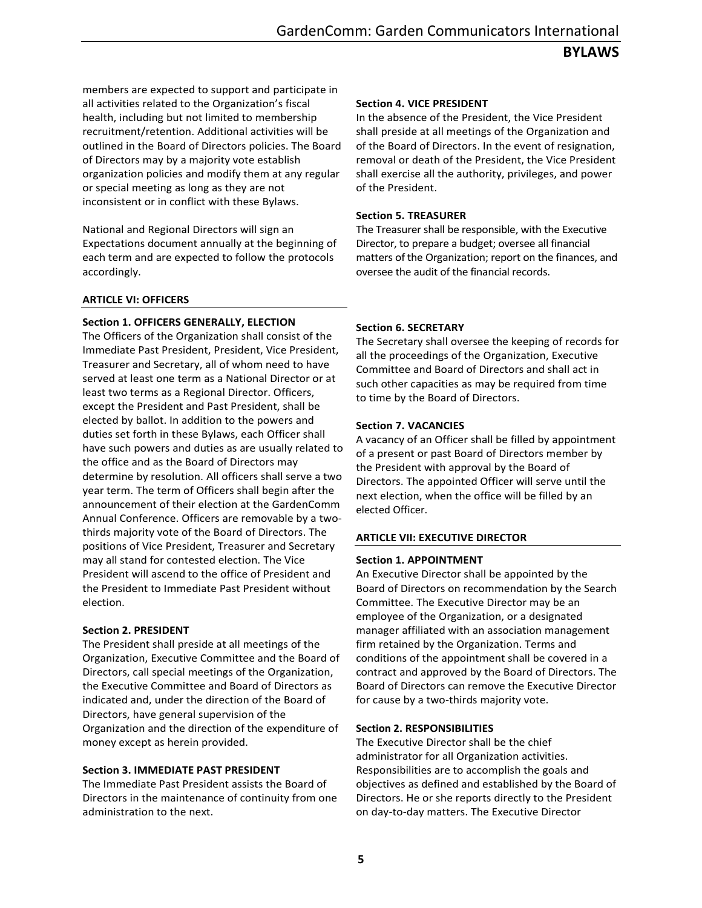members are expected to support and participate in all activities related to the Organization's fiscal health, including but not limited to membership recruitment/retention. Additional activities will be outlined in the Board of Directors policies. The Board of Directors may by a majority vote establish organization policies and modify them at any regular or special meeting as long as they are not inconsistent or in conflict with these Bylaws.

National and Regional Directors will sign an Expectations document annually at the beginning of each term and are expected to follow the protocols accordingly.

## ARTICLE VI: OFFICERS

### Section 1. OFFICERS GENERALLY, ELECTION

The Officers of the Organization shall consist of the Immediate Past President, President, Vice President, Treasurer and Secretary, all of whom need to have served at least one term as a National Director or at least two terms as a Regional Director. Officers, except the President and Past President, shall be elected by ballot. In addition to the powers and duties set forth in these Bylaws, each Officer shall have such powers and duties as are usually related to the office and as the Board of Directors may determine by resolution. All officers shall serve a two year term. The term of Officers shall begin after the announcement of their election at the GardenComm Annual Conference. Officers are removable by a two-thirds majority vote of the Board of Directors. The positions of Vice President, Treasurer and Secretary may all stand for contested election. The Vice President will ascend to the office of President and the President to Immediate Past President without election.

### Section 2. PRESIDENT

The President shall preside at all meetings of the Organization, Executive Committee and the Board of Directors, call special meetings of the Organization, the Executive Committee and Board of Directors as indicated and, under the direction of the Board of Directors, have general supervision of the Organization and the direction of the expenditure of money except as herein provided.

### Section 3. IMMEDIATE PAST PRESIDENT

The Immediate Past President assists the Board of Directors in the maintenance of continuity from one administration to the next.

### Section 4. VICE PRESIDENT

In the absence of the President, the Vice President shall preside at all meetings of the Organization and of the Board of Directors. In the event of resignation, removal or death of the President, the Vice President shall exercise all the authority, privileges, and power of the President.

### Section 5. TREASURER

The Treasurer shall be responsible, with the Executive Director, to prepare a budget; oversee all financial matters of the Organization; report on the finances, and oversee the audit of the financial records.

### Section 6. SECRETARY

The Secretary shall oversee the keeping of records for all the proceedings of the Organization, Executive Committee and Board of Directors and shall act in such other capacities as may be required from time to time by the Board of Directors.

### Section 7. VACANCIES

A vacancy of an Officer shall be filled by appointment of a present or past Board of Directors member by the President with approval by the Board of Directors. The appointed Officer will serve until the next election, when the office will be filled by an elected Officer.

## ARTICLE VII: EXECUTIVE DIRECTOR

### Section 1. APPOINTMENT

An Executive Director shall be appointed by the Board of Directors on recommendation by the Search Committee. The Executive Director may be an employee of the Organization, or a designated manager affiliated with an association management firm retained by the Organization. Terms and conditions of the appointment shall be covered in a contract and approved by the Board of Directors. The Board of Directors can remove the Executive Director for cause by a two-thirds majority vote.

### Section 2. RESPONSIBILITIES

The Executive Director shall be the chief administrator for all Organization activities. Responsibilities are to accomplish the goals and objectives as defined and established by the Board of Directors. He or she reports directly to the President on day-to-day matters. The Executive Director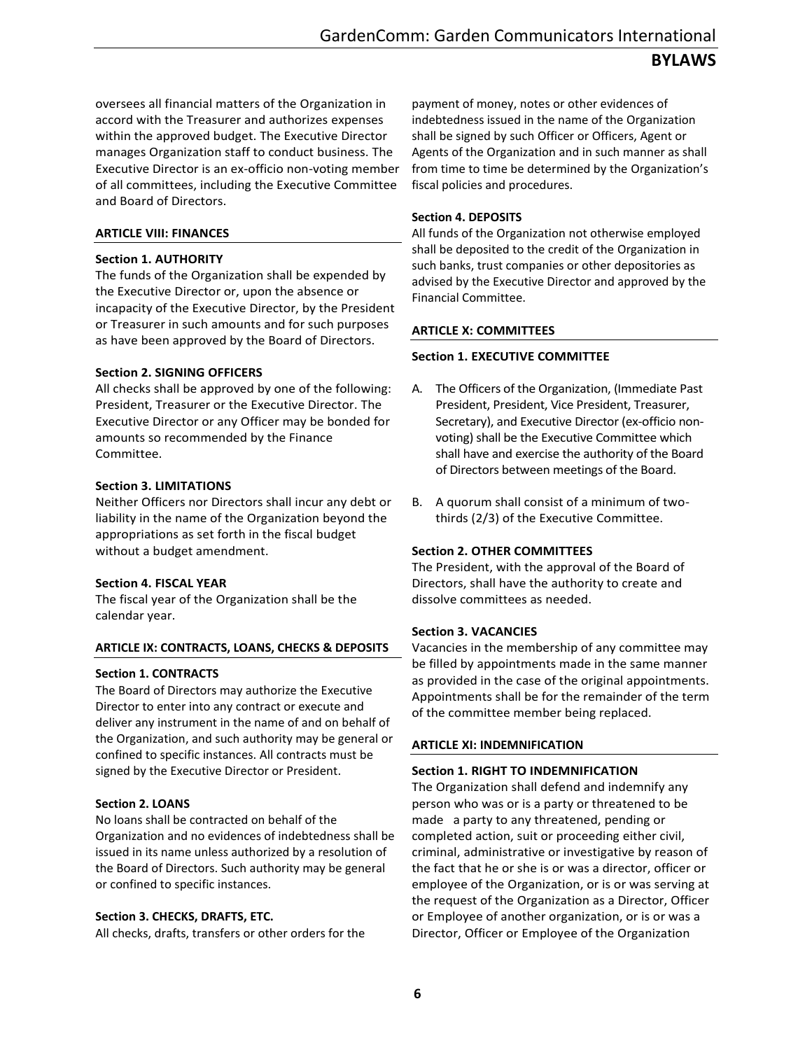oversees all financial matters of the Organization in accord with the Treasurer and authorizes expenses within the approved budget. The Executive Director manages Organization staff to conduct business. The Executive Director is an ex-officio non-voting member of all committees, including the Executive Committee and Board of Directors.

## ARTICLE VIII: FINANCES

### Section 1. AUTHORITY

The funds of the Organization shall be expended by the Executive Director or, upon the absence or incapacity of the Executive Director, by the President or Treasurer in such amounts and for such purposes as have been approved by the Board of Directors.

### Section 2. SIGNING OFFICERS

All checks shall be approved by one of the following: President, Treasurer or the Executive Director. The Executive Director or any Officer may be bonded for amounts so recommended by the Finance Committee.

### Section 3. LIMITATIONS

Neither Officers nor Directors shall incur any debt or liability in the name of the Organization beyond the appropriations as set forth in the fiscal budget without a budget amendment.

### Section 4. FISCAL YEAR

The fiscal year of the Organization shall be the calendar year.

## ARTICLE IX: CONTRACTS, LOANS, CHECKS & DEPOSITS

### Section 1. CONTRACTS

The Board of Directors may authorize the Executive Director to enter into any contract or execute and deliver any instrument in the name of and on behalf of the Organization, and such authority may be general or confined to specific instances. All contracts must be signed by the Executive Director or President.

### Section 2. LOANS

No loans shall be contracted on behalf of the Organization and no evidences of indebtedness shall be issued in its name unless authorized by a resolution of the Board of Directors. Such authority may be general or confined to specific instances.

### Section 3. CHECKS, DRAFTS, ETC.

All checks, drafts, transfers or other orders for the payment of money, notes or other evidences of indebtedness issued in the name of the Organization shall be signed by such Officer or Officers, Agent or Agents of the Organization and in such manner as shall from time to time be determined by the Organization's fiscal policies and procedures.

### Section 4. DEPOSITS

All funds of the Organization not otherwise employed shall be deposited to the credit of the Organization in such banks, trust companies or other depositories as advised by the Executive Director and approved by the Financial Committee.

## ARTICLE X: COMMITTEES

### Section 1. EXECUTIVE COMMITTEE

A. The Officers of the Organization, (Immediate Past President, President, Vice President, Treasurer, Secretary), and Executive Director (ex-officio non-voting) shall be the Executive Committee which shall have and exercise the authority of the Board of Directors between meetings of the Board.

B. A quorum shall consist of a minimum of two-thirds (2/3) of the Executive Committee.

### Section 2. OTHER COMMITTEES

The President, with the approval of the Board of Directors, shall have the authority to create and dissolve committees as needed.

### Section 3. VACANCIES

Vacancies in the membership of any committee may be filled by appointments made in the same manner as provided in the case of the original appointments. Appointments shall be for the remainder of the term of the committee member being replaced.

## ARTICLE XI: INDEMNIFICATION

### Section 1. RIGHT TO INDEMNIFICATION

The Organization shall defend and indemnify any person who was or is a party or threatened to be made a party to any threatened, pending or completed action, suit or proceeding either civil, criminal, administrative or investigative by reason of the fact that he or she is or was a director, officer or employee of the Organization, or is or was serving at the request of the Organization as a Director, Officer or Employee of another organization, or is or was a Director, Officer or Employee of the Organization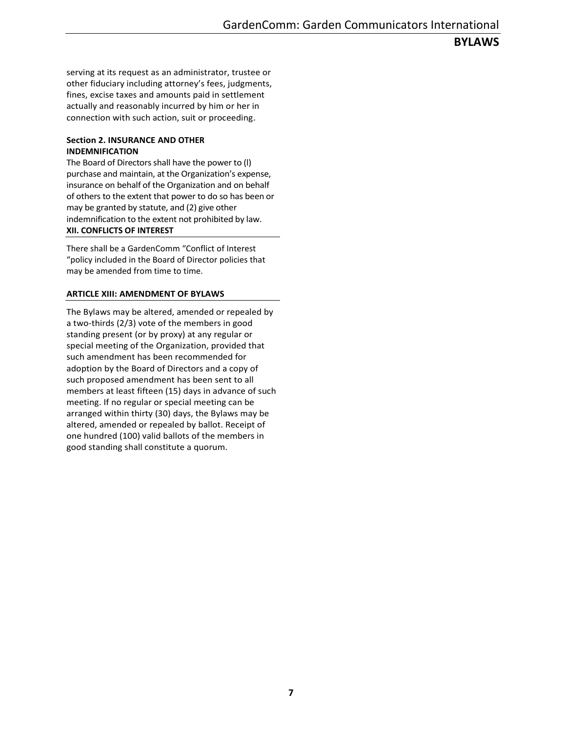serving at its request as an administrator, trustee or other fiduciary including attorney's fees, judgments, fines, excise taxes and amounts paid in settlement actually and reasonably incurred by him or her in connection with such action, suit or proceeding.

**Section 2. INSURANCE AND OTHER INDEMNIFICATION**

The Board of Directors shall have the power to (l) purchase and maintain, at the Organization's expense, insurance on behalf of the Organization and on behalf of others to the extent that power to do so has been or may be granted by statute, and (2) give other indemnification to the extent not prohibited by law.

## XII. CONFLICTS OF INTEREST

There shall be a GardenComm "Conflict of Interest "policy included in the Board of Director policies that may be amended from time to time.

## ARTICLE XIII: AMENDMENT OF BYLAWS

The Bylaws may be altered, amended or repealed by a two-thirds (2/3) vote of the members in good standing present (or by proxy) at any regular or special meeting of the Organization, provided that such amendment has been recommended for adoption by the Board of Directors and a copy of such proposed amendment has been sent to all members at least fifteen (15) days in advance of such meeting. If no regular or special meeting can be arranged within thirty (30) days, the Bylaws may be altered, amended or repealed by ballot. Receipt of one hundred (100) valid ballots of the members in good standing shall constitute a quorum.